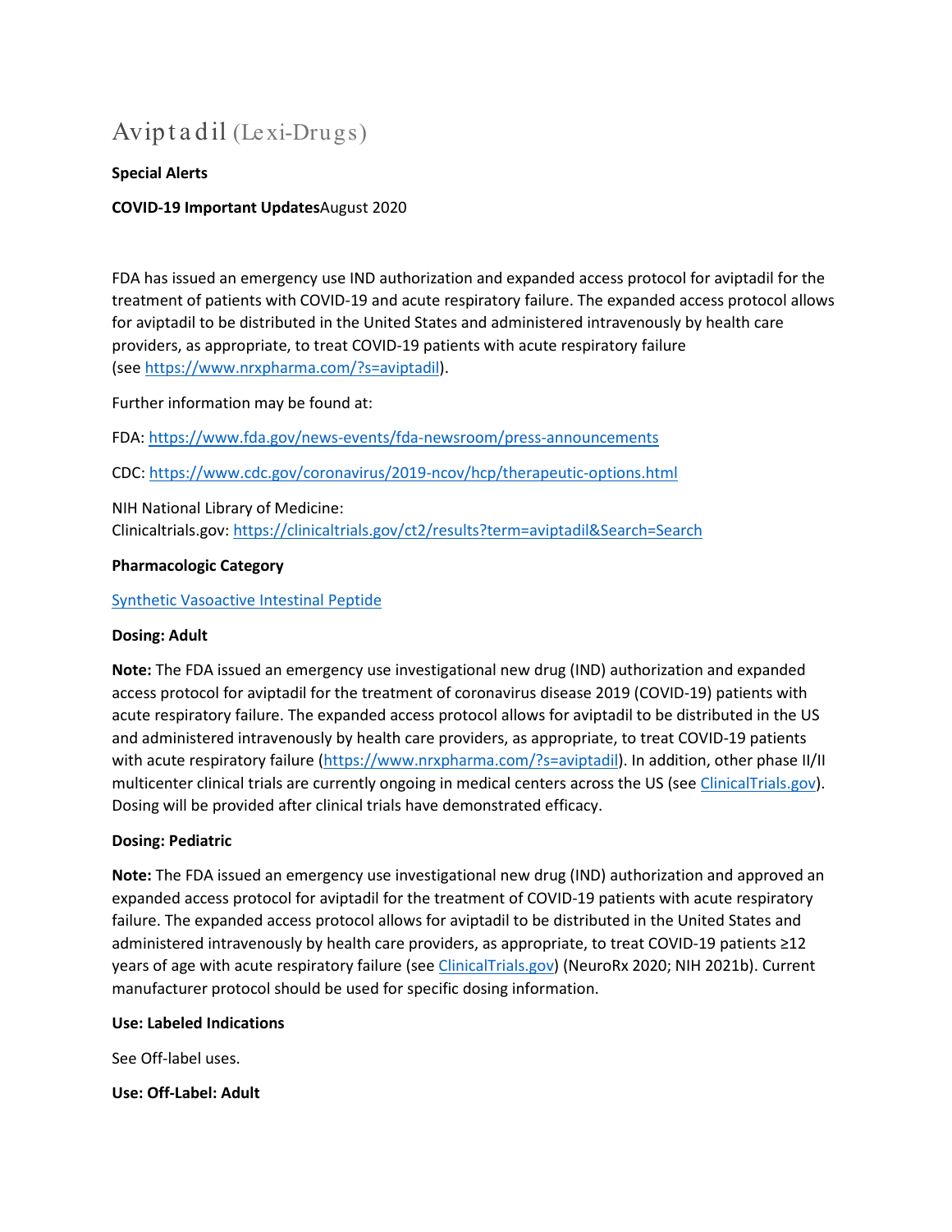# Aviptadil (Lexi-Drugs)

**Special Alerts**

**COVID-19 Important Updates**August 2020

FDA has issued an emergency use IND authorization and expanded access protocol for aviptadil for the treatment of patients with COVID-19 and acute respiratory failure. The expanded access protocol allows for aviptadil to be distributed in the United States and administered intravenously by health care providers, as appropriate, to treat COVID-19 patients with acute respiratory failure (see https://www.nrxpharma.com/?s=aviptadil).

Further information may be found at:

FDA: https://www.fda.gov/news-events/fda-newsroom/press-announcements

CDC: https://www.cdc.gov/coronavirus/2019-ncov/hcp/therapeutic-options.html

NIH National Library of Medicine:
Clinicaltrials.gov: https://clinicaltrials.gov/ct2/results?term=aviptadil&Search=Search

**Pharmacologic Category**

Synthetic Vasoactive Intestinal Peptide

**Dosing: Adult**

**Note:** The FDA issued an emergency use investigational new drug (IND) authorization and expanded access protocol for aviptadil for the treatment of coronavirus disease 2019 (COVID-19) patients with acute respiratory failure. The expanded access protocol allows for aviptadil to be distributed in the US and administered intravenously by health care providers, as appropriate, to treat COVID-19 patients with acute respiratory failure (https://www.nrxpharma.com/?s=aviptadil). In addition, other phase II/II multicenter clinical trials are currently ongoing in medical centers across the US (see ClinicalTrials.gov). Dosing will be provided after clinical trials have demonstrated efficacy.

**Dosing: Pediatric**

**Note:** The FDA issued an emergency use investigational new drug (IND) authorization and approved an expanded access protocol for aviptadil for the treatment of COVID-19 patients with acute respiratory failure. The expanded access protocol allows for aviptadil to be distributed in the United States and administered intravenously by health care providers, as appropriate, to treat COVID-19 patients ≥12 years of age with acute respiratory failure (see ClinicalTrials.gov) (NeuroRx 2020; NIH 2021b). Current manufacturer protocol should be used for specific dosing information.

**Use: Labeled Indications**

See Off-label uses.

**Use: Off-Label: Adult**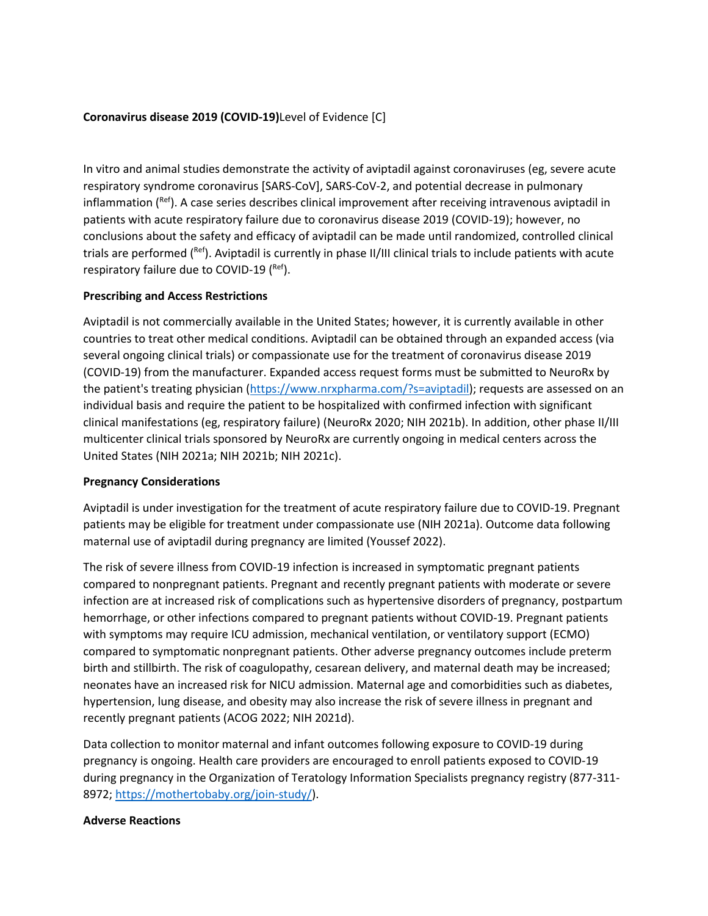**Coronavirus disease 2019 (COVID-19)**Level of Evidence [C]

In vitro and animal studies demonstrate the activity of aviptadil against coronaviruses (eg, severe acute respiratory syndrome coronavirus [SARS-CoV], SARS-CoV-2, and potential decrease in pulmonary inflammation ([Ref]). A case series describes clinical improvement after receiving intravenous aviptadil in patients with acute respiratory failure due to coronavirus disease 2019 (COVID-19); however, no conclusions about the safety and efficacy of aviptadil can be made until randomized, controlled clinical trials are performed ([Ref]). Aviptadil is currently in phase II/III clinical trials to include patients with acute respiratory failure due to COVID-19 ([Ref]).

**Prescribing and Access Restrictions**

Aviptadil is not commercially available in the United States; however, it is currently available in other countries to treat other medical conditions. Aviptadil can be obtained through an expanded access (via several ongoing clinical trials) or compassionate use for the treatment of coronavirus disease 2019 (COVID-19) from the manufacturer. Expanded access request forms must be submitted to NeuroRx by the patient's treating physician (https://www.nrxpharma.com/?s=aviptadil); requests are assessed on an individual basis and require the patient to be hospitalized with confirmed infection with significant clinical manifestations (eg, respiratory failure) (NeuroRx 2020; NIH 2021b). In addition, other phase II/III multicenter clinical trials sponsored by NeuroRx are currently ongoing in medical centers across the United States (NIH 2021a; NIH 2021b; NIH 2021c).

**Pregnancy Considerations**

Aviptadil is under investigation for the treatment of acute respiratory failure due to COVID-19. Pregnant patients may be eligible for treatment under compassionate use (NIH 2021a). Outcome data following maternal use of aviptadil during pregnancy are limited (Youssef 2022).

The risk of severe illness from COVID-19 infection is increased in symptomatic pregnant patients compared to nonpregnant patients. Pregnant and recently pregnant patients with moderate or severe infection are at increased risk of complications such as hypertensive disorders of pregnancy, postpartum hemorrhage, or other infections compared to pregnant patients without COVID-19. Pregnant patients with symptoms may require ICU admission, mechanical ventilation, or ventilatory support (ECMO) compared to symptomatic nonpregnant patients. Other adverse pregnancy outcomes include preterm birth and stillbirth. The risk of coagulopathy, cesarean delivery, and maternal death may be increased; neonates have an increased risk for NICU admission. Maternal age and comorbidities such as diabetes, hypertension, lung disease, and obesity may also increase the risk of severe illness in pregnant and recently pregnant patients (ACOG 2022; NIH 2021d).

Data collection to monitor maternal and infant outcomes following exposure to COVID-19 during pregnancy is ongoing. Health care providers are encouraged to enroll patients exposed to COVID-19 during pregnancy in the Organization of Teratology Information Specialists pregnancy registry (877-311-8972; https://mothertobaby.org/join-study/).

**Adverse Reactions**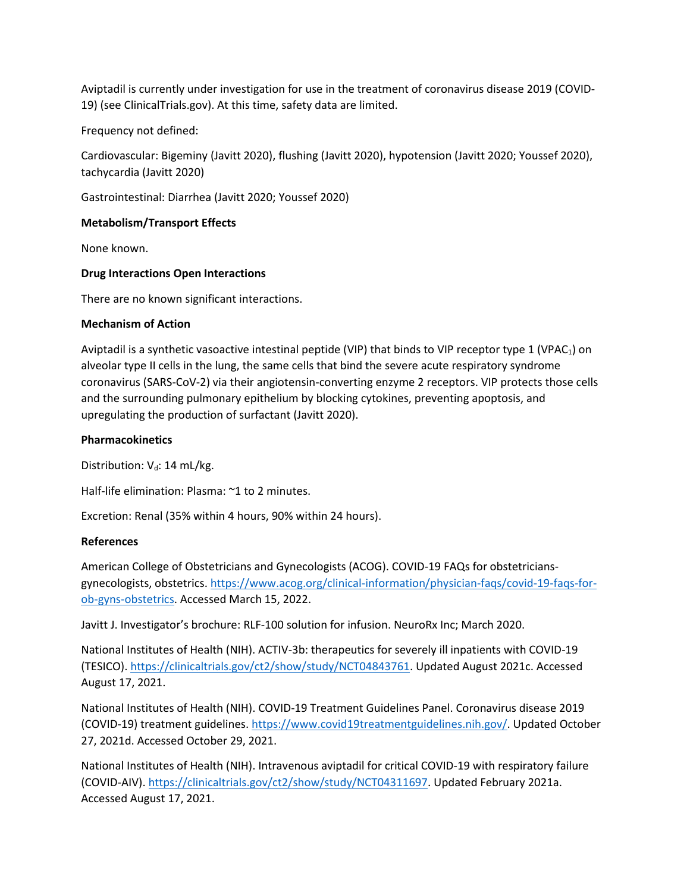Aviptadil is currently under investigation for use in the treatment of coronavirus disease 2019 (COVID-19) (see ClinicalTrials.gov). At this time, safety data are limited.

Frequency not defined:

Cardiovascular: Bigeminy (Javitt 2020), flushing (Javitt 2020), hypotension (Javitt 2020; Youssef 2020), tachycardia (Javitt 2020)

Gastrointestinal: Diarrhea (Javitt 2020; Youssef 2020)

**Metabolism/Transport Effects**

None known.

**Drug Interactions Open Interactions**

There are no known significant interactions.

**Mechanism of Action**

Aviptadil is a synthetic vasoactive intestinal peptide (VIP) that binds to VIP receptor type 1 ($VPAC_1$) on alveolar type II cells in the lung, the same cells that bind the severe acute respiratory syndrome coronavirus (SARS-CoV-2) via their angiotensin-converting enzyme 2 receptors. VIP protects those cells and the surrounding pulmonary epithelium by blocking cytokines, preventing apoptosis, and upregulating the production of surfactant (Javitt 2020).

**Pharmacokinetics**

Distribution: $V_d$: 14 mL/kg.

Half-life elimination: Plasma: ~1 to 2 minutes.

Excretion: Renal (35% within 4 hours, 90% within 24 hours).

**References**

American College of Obstetricians and Gynecologists (ACOG). COVID-19 FAQs for obstetricians-gynecologists, obstetrics. https://www.acog.org/clinical-information/physician-faqs/covid-19-faqs-for-ob-gyns-obstetrics. Accessed March 15, 2022.

Javitt J. Investigator's brochure: RLF-100 solution for infusion. NeuroRx Inc; March 2020.

National Institutes of Health (NIH). ACTIV-3b: therapeutics for severely ill inpatients with COVID-19 (TESICO). https://clinicaltrials.gov/ct2/show/study/NCT04843761. Updated August 2021c. Accessed August 17, 2021.

National Institutes of Health (NIH). COVID-19 Treatment Guidelines Panel. Coronavirus disease 2019 (COVID-19) treatment guidelines. https://www.covid19treatmentguidelines.nih.gov/. Updated October 27, 2021d. Accessed October 29, 2021.

National Institutes of Health (NIH). Intravenous aviptadil for critical COVID-19 with respiratory failure (COVID-AIV). https://clinicaltrials.gov/ct2/show/study/NCT04311697. Updated February 2021a. Accessed August 17, 2021.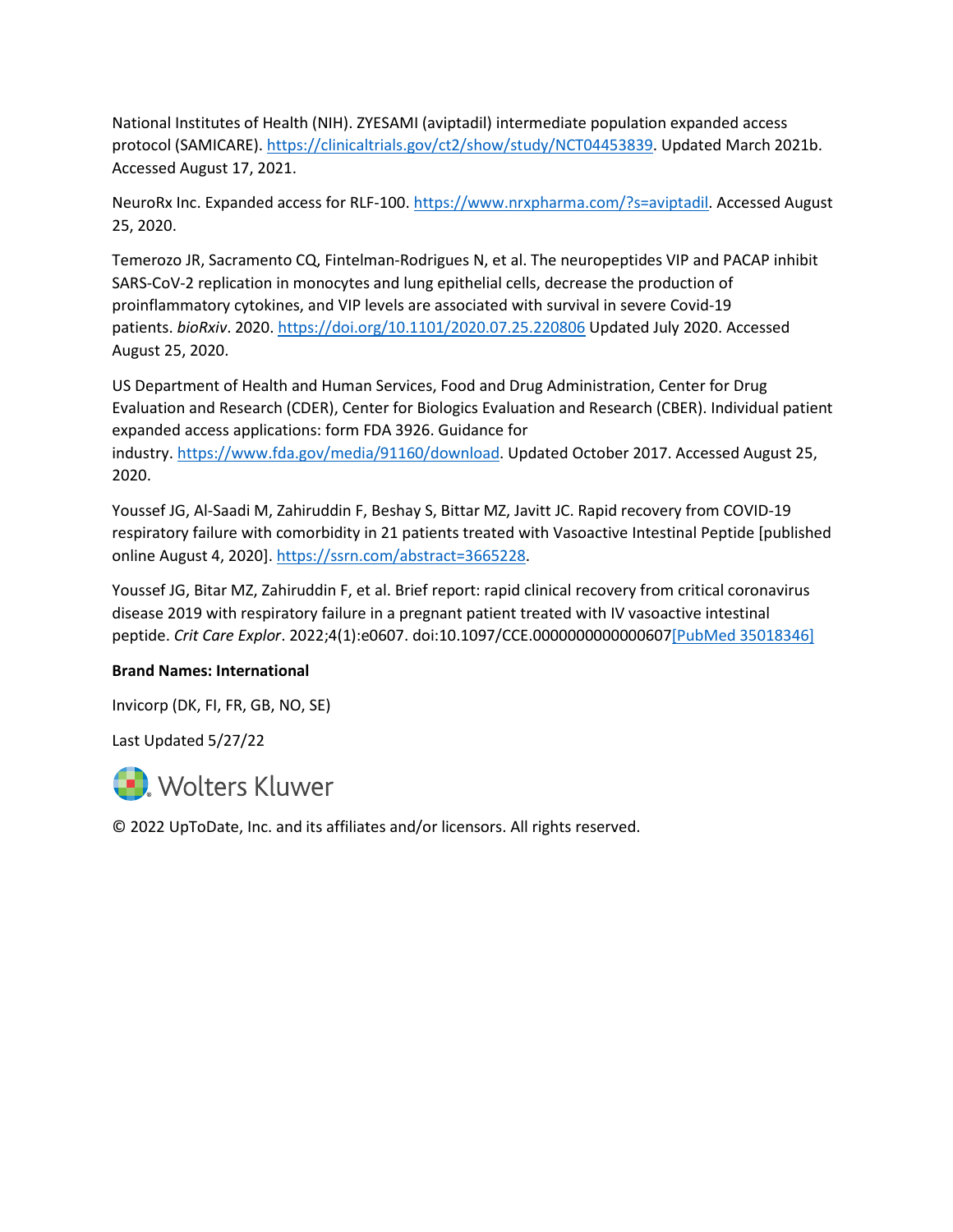National Institutes of Health (NIH). ZYESAMI (aviptadil) intermediate population expanded access protocol (SAMICARE). https://clinicaltrials.gov/ct2/show/study/NCT04453839. Updated March 2021b. Accessed August 17, 2021.

NeuroRx Inc. Expanded access for RLF-100. https://www.nrxpharma.com/?s=aviptadil. Accessed August 25, 2020.

Temerozo JR, Sacramento CQ, Fintelman-Rodrigues N, et al. The neuropeptides VIP and PACAP inhibit SARS-CoV-2 replication in monocytes and lung epithelial cells, decrease the production of proinflammatory cytokines, and VIP levels are associated with survival in severe Covid-19 patients. *bioRxiv*. 2020. https://doi.org/10.1101/2020.07.25.220806 Updated July 2020. Accessed August 25, 2020.

US Department of Health and Human Services, Food and Drug Administration, Center for Drug Evaluation and Research (CDER), Center for Biologics Evaluation and Research (CBER). Individual patient expanded access applications: form FDA 3926. Guidance for industry. https://www.fda.gov/media/91160/download. Updated October 2017. Accessed August 25, 2020.

Youssef JG, Al-Saadi M, Zahiruddin F, Beshay S, Bittar MZ, Javitt JC. Rapid recovery from COVID-19 respiratory failure with comorbidity in 21 patients treated with Vasoactive Intestinal Peptide [published online August 4, 2020]. https://ssrn.com/abstract=3665228.

Youssef JG, Bittar MZ, Zahiruddin F, et al. Brief report: rapid clinical recovery from critical coronavirus disease 2019 with respiratory failure in a pregnant patient treated with IV vasoactive intestinal peptide. *Crit Care Explor*. 2022;4(1):e0607. doi:10.1097/CCE.0000000000000607[PubMed 35018346]

**Brand Names: International**

Invicorp (DK, FI, FR, GB, NO, SE)

Last Updated 5/27/22

Wolters Kluwer

© 2022 UpToDate, Inc. and its affiliates and/or licensors. All rights reserved.